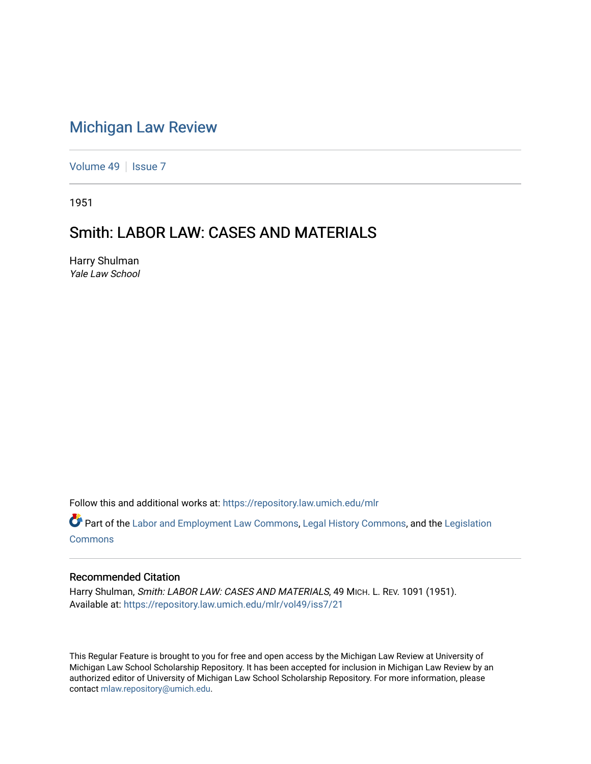# Michigan Law Review

Volume 49 | Issue 7

1951

## Smith: LABOR LAW: CASES AND MATERIALS

Harry Shulman
*Yale Law School*

Follow this and additional works at: https://repository.law.umich.edu/mlr

Part of the Labor and Employment Law Commons, Legal History Commons, and the Legislation Commons

### Recommended Citation

Harry Shulman, *Smith: LABOR LAW: CASES AND MATERIALS*, 49 MICH. L. REV. 1091 (1951).
Available at: https://repository.law.umich.edu/mlr/vol49/iss7/21

This Regular Feature is brought to you for free and open access by the Michigan Law Review at University of Michigan Law School Scholarship Repository. It has been accepted for inclusion in Michigan Law Review by an authorized editor of University of Michigan Law School Scholarship Repository. For more information, please contact mlaw.repository@umich.edu.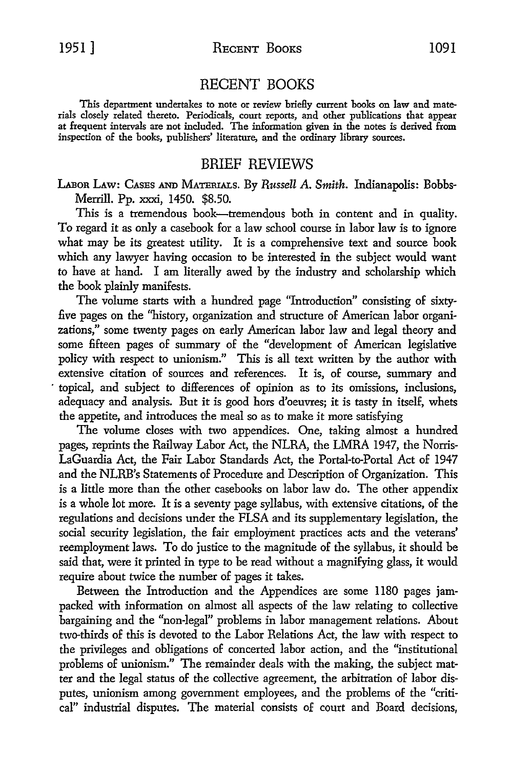# RECENT BOOKS

This department undertakes to note or review briefly current books on law and materials closely related thereto. Periodicals, court reports, and other publications that appear at frequent intervals are not included. The information given in the notes is derived from inspection of the books, publishers' literature, and the ordinary library sources.

## BRIEF REVIEWS

LABOR LAW: CASES AND MATERIALS. By *Russell A. Smith*. Indianapolis: Bobbs-Merrill. Pp. xxxi, 1450. $8.50.

This is a tremendous book—tremendous both in content and in quality. To regard it as only a casebook for a law school course in labor law is to ignore what may be its greatest utility. It is a comprehensive text and source book which any lawyer having occasion to be interested in the subject would want to have at hand. I am literally awed by the industry and scholarship which the book plainly manifests.

The volume starts with a hundred page "Introduction" consisting of sixty-five pages on the "history, organization and structure of American labor organizations," some twenty pages on early American labor law and legal theory and some fifteen pages of summary of the "development of American legislative policy with respect to unionism." This is all text written by the author with extensive citation of sources and references. It is, of course, summary and topical, and subject to differences of opinion as to its omissions, inclusions, adequacy and analysis. But it is good hors d'oeuvres; it is tasty in itself, whets the appetite, and introduces the meal so as to make it more satisfying

The volume closes with two appendices. One, taking almost a hundred pages, reprints the Railway Labor Act, the NLRA, the LMRA 1947, the Norris-LaGuardia Act, the Fair Labor Standards Act, the Portal-to-Portal Act of 1947 and the NLRB's Statements of Procedure and Description of Organization. This is a little more than the other casebooks on labor law do. The other appendix is a whole lot more. It is a seventy page syllabus, with extensive citations, of the regulations and decisions under the FLSA and its supplementary legislation, the social security legislation, the fair employment practices acts and the veterans' reemployment laws. To do justice to the magnitude of the syllabus, it should be said that, were it printed in type to be read without a magnifying glass, it would require about twice the number of pages it takes.

Between the Introduction and the Appendices are some 1180 pages jam-packed with information on almost all aspects of the law relating to collective bargaining and the "non-legal" problems in labor management relations. About two-thirds of this is devoted to the Labor Relations Act, the law with respect to the privileges and obligations of concerted labor action, and the "institutional problems of unionism." The remainder deals with the making, the subject matter and the legal status of the collective agreement, the arbitration of labor disputes, unionism among government employees, and the problems of the "critical" industrial disputes. The material consists of court and Board decisions,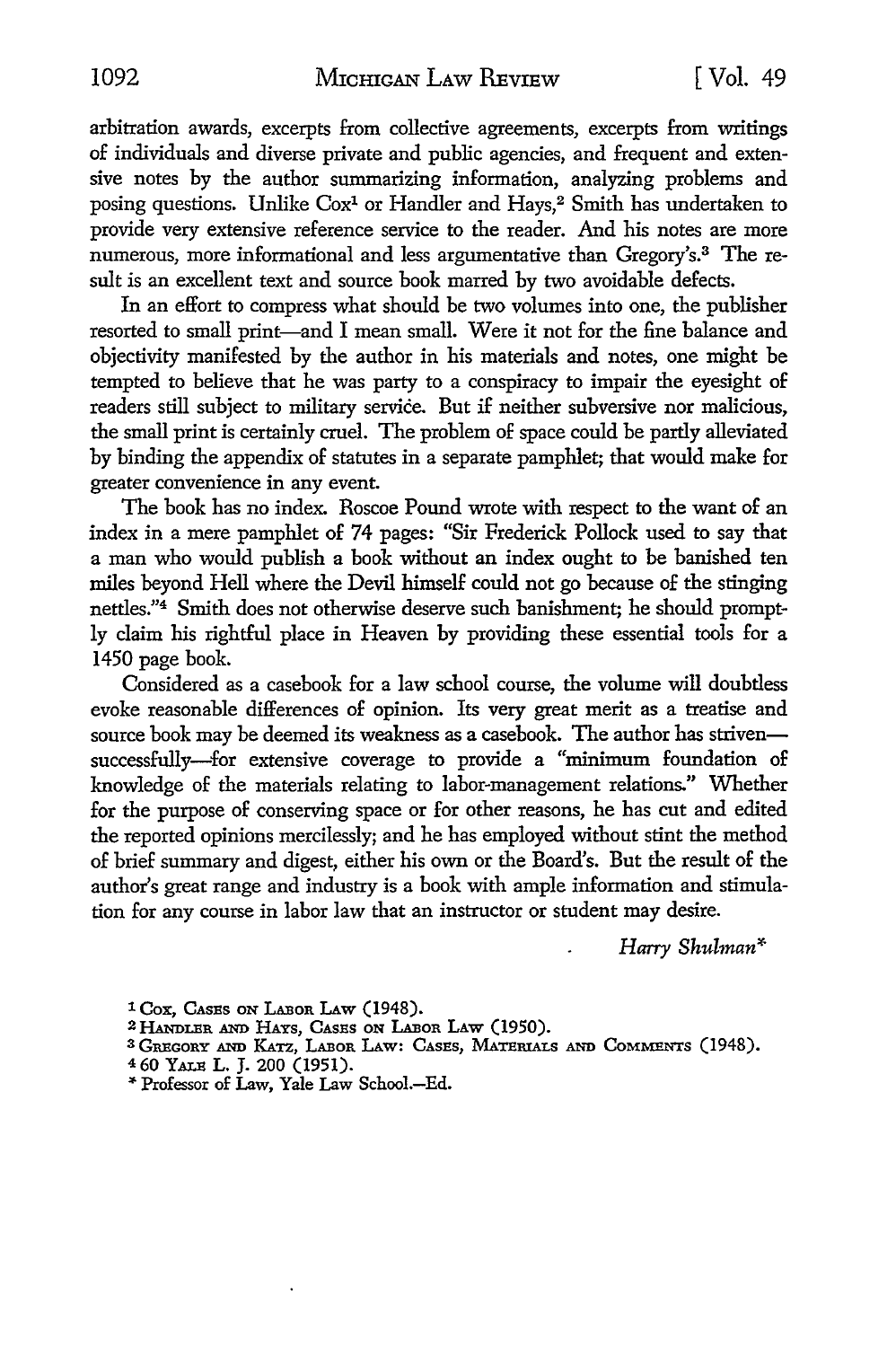arbitration awards, excerpts from collective agreements, excerpts from writings of individuals and diverse private and public agencies, and frequent and extensive notes by the author summarizing information, analyzing problems and posing questions. Unlike Cox[1] or Handler and Hays,[2] Smith has undertaken to provide very extensive reference service to the reader. And his notes are more numerous, more informational and less argumentative than Gregory's.[3] The result is an excellent text and source book marred by two avoidable defects.

In an effort to compress what should be two volumes into one, the publisher resorted to small print—and I mean small. Were it not for the fine balance and objectivity manifested by the author in his materials and notes, one might be tempted to believe that he was party to a conspiracy to impair the eyesight of readers still subject to military service. But if neither subversive nor malicious, the small print is certainly cruel. The problem of space could be partly alleviated by binding the appendix of statutes in a separate pamphlet; that would make for greater convenience in any event.

The book has no index. Roscoe Pound wrote with respect to the want of an index in a mere pamphlet of 74 pages: "Sir Frederick Pollock used to say that a man who would publish a book without an index ought to be banished ten miles beyond Hell where the Devil himself could not go because of the stinging nettles."[4] Smith does not otherwise deserve such banishment; he should promptly claim his rightful place in Heaven by providing these essential tools for a 1450 page book.

Considered as a casebook for a law school course, the volume will doubtless evoke reasonable differences of opinion. Its very great merit as a treatise and source book may be deemed its weakness as a casebook. The author has striven—successfully—for extensive coverage to provide a "minimum foundation of knowledge of the materials relating to labor-management relations." Whether for the purpose of conserving space or for other reasons, he has cut and edited the reported opinions mercilessly; and he has employed without stint the method of brief summary and digest, either his own or the Board's. But the result of the author's great range and industry is a book with ample information and stimulation for any course in labor law that an instructor or student may desire.

*Harry Shulman*\*

---

[1] Cox, Cases on Labor Law (1948).

[2] Handler and Hays, Cases on Labor Law (1950).

[3] Gregory and Katz, Labor Law: Cases, Materials and Comments (1948).

[4] 60 Yale L. J. 200 (1951).

\* Professor of Law, Yale Law School.—Ed.